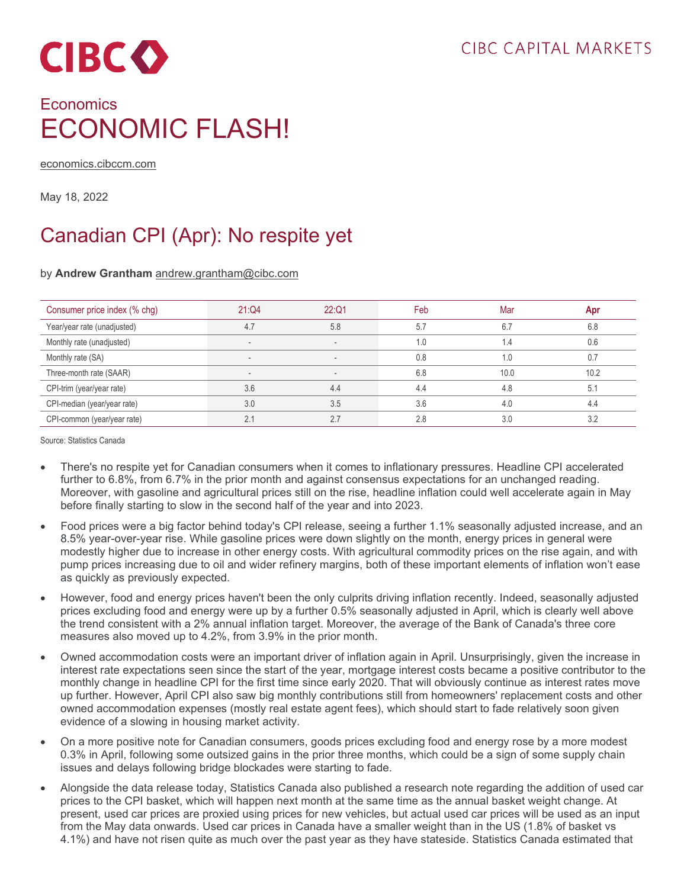CIBC CAPITAL MARKETS

Economics

# ECONOMIC FLASH!

economics.cibccm.com

May 18, 2022

## Canadian CPI (Apr): No respite yet

by **Andrew Grantham** andrew.grantham@cibc.com

| Consumer price index (% chg) | 21:Q4 | 22:Q1 | Feb | Mar | Apr |
|---|---|---|---|---|---|
| Year/year rate (unadjusted) | 4.7 | 5.8 | 5.7 | 6.7 | 6.8 |
| Monthly rate (unadjusted) | - | - | 1.0 | 1.4 | 0.6 |
| Monthly rate (SA) | - | - | 0.8 | 1.0 | 0.7 |
| Three-month rate (SAAR) | - | - | 6.8 | 10.0 | 10.2 |
| CPI-trim (year/year rate) | 3.6 | 4.4 | 4.4 | 4.8 | 5.1 |
| CPI-median (year/year rate) | 3.0 | 3.5 | 3.6 | 4.0 | 4.4 |
| CPI-common (year/year rate) | 2.1 | 2.7 | 2.8 | 3.0 | 3.2 |

Source: Statistics Canada

- There's no respite yet for Canadian consumers when it comes to inflationary pressures. Headline CPI accelerated further to 6.8%, from 6.7% in the prior month and against consensus expectations for an unchanged reading. Moreover, with gasoline and agricultural prices still on the rise, headline inflation could well accelerate again in May before finally starting to slow in the second half of the year and into 2023.
- Food prices were a big factor behind today's CPI release, seeing a further 1.1% seasonally adjusted increase, and an 8.5% year-over-year rise. While gasoline prices were down slightly on the month, energy prices in general were modestly higher due to increase in other energy costs. With agricultural commodity prices on the rise again, and with pump prices increasing due to oil and wider refinery margins, both of these important elements of inflation won't ease as quickly as previously expected.
- However, food and energy prices haven't been the only culprits driving inflation recently. Indeed, seasonally adjusted prices excluding food and energy were up by a further 0.5% seasonally adjusted in April, which is clearly well above the trend consistent with a 2% annual inflation target. Moreover, the average of the Bank of Canada's three core measures also moved up to 4.2%, from 3.9% in the prior month.
- Owned accommodation costs were an important driver of inflation again in April. Unsurprisingly, given the increase in interest rate expectations seen since the start of the year, mortgage interest costs became a positive contributor to the monthly change in headline CPI for the first time since early 2020. That will obviously continue as interest rates move up further. However, April CPI also saw big monthly contributions still from homeowners' replacement costs and other owned accommodation expenses (mostly real estate agent fees), which should start to fade relatively soon given evidence of a slowing in housing market activity.
- On a more positive note for Canadian consumers, goods prices excluding food and energy rose by a more modest 0.3% in April, following some outsized gains in the prior three months, which could be a sign of some supply chain issues and delays following bridge blockades were starting to fade.
- Alongside the data release today, Statistics Canada also published a research note regarding the addition of used car prices to the CPI basket, which will happen next month at the same time as the annual basket weight change. At present, used car prices are proxied using prices for new vehicles, but actual used car prices will be used as an input from the May data onwards. Used car prices in Canada have a smaller weight than in the US (1.8% of basket vs 4.1%) and have not risen quite as much over the past year as they have stateside. Statistics Canada estimated that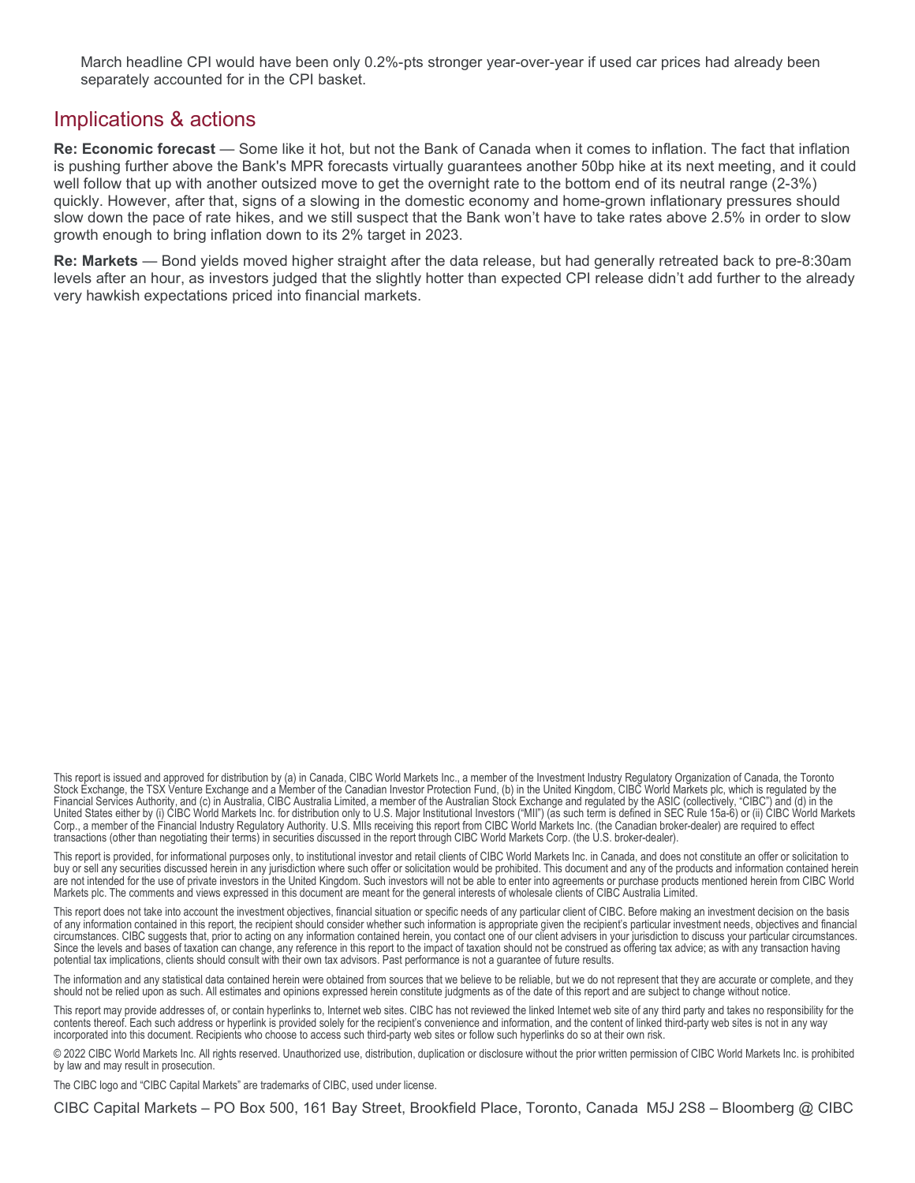March headline CPI would have been only 0.2%-pts stronger year-over-year if used car prices had already been separately accounted for in the CPI basket.

## Implications & actions

**Re: Economic forecast** — Some like it hot, but not the Bank of Canada when it comes to inflation. The fact that inflation is pushing further above the Bank's MPR forecasts virtually guarantees another 50bp hike at its next meeting, and it could well follow that up with another outsized move to get the overnight rate to the bottom end of its neutral range (2-3%) quickly. However, after that, signs of a slowing in the domestic economy and home-grown inflationary pressures should slow down the pace of rate hikes, and we still suspect that the Bank won't have to take rates above 2.5% in order to slow growth enough to bring inflation down to its 2% target in 2023.

**Re: Markets** — Bond yields moved higher straight after the data release, but had generally retreated back to pre-8:30am levels after an hour, as investors judged that the slightly hotter than expected CPI release didn't add further to the already very hawkish expectations priced into financial markets.

This report is issued and approved for distribution by (a) in Canada, CIBC World Markets Inc., a member of the Investment Industry Regulatory Organization of Canada, the Toronto Stock Exchange, the TSX Venture Exchange and a Member of the Canadian Investor Protection Fund, (b) in the United Kingdom, CIBC World Markets plc, which is regulated by the Financial Services Authority, and (c) in Australia, CIBC Australia Limited, a member of the Australian Stock Exchange and regulated by the ASIC (collectively, "CIBC") and (d) in the United States either by (i) CIBC World Markets Inc. for distribution only to U.S. Major Institutional Investors ("MII") (as such term is defined in SEC Rule 15a-6) or (ii) CIBC World Markets Corp., a member of the Financial Industry Regulatory Authority. U.S. MIIs receiving this report from CIBC World Markets Inc. (the Canadian broker-dealer) are required to effect transactions (other than negotiating their terms) in securities discussed in the report through CIBC World Markets Corp. (the U.S. broker-dealer).

This report is provided, for informational purposes only, to institutional investor and retail clients of CIBC World Markets Inc. in Canada, and does not constitute an offer or solicitation to buy or sell any securities discussed herein in any jurisdiction where such offer or solicitation would be prohibited. This document and any of the products and information contained herein are not intended for the use of private investors in the United Kingdom. Such investors will not be able to enter into agreements or purchase products mentioned herein from CIBC World Markets plc. The comments and views expressed in this document are meant for the general interests of wholesale clients of CIBC Australia Limited.

This report does not take into account the investment objectives, financial situation or specific needs of any particular client of CIBC. Before making an investment decision on the basis of any information contained in this report, the recipient should consider whether such information is appropriate given the recipient's particular investment needs, objectives and financial circumstances. CIBC suggests that, prior to acting on any information contained herein, you contact one of our client advisers in your jurisdiction to discuss your particular circumstances. Since the levels and bases of taxation can change, any reference in this report to the impact of taxation should not be construed as offering tax advice; as with any transaction having potential tax implications, clients should consult with their own tax advisors. Past performance is not a guarantee of future results.

The information and any statistical data contained herein were obtained from sources that we believe to be reliable, but we do not represent that they are accurate or complete, and they should not be relied upon as such. All estimates and opinions expressed herein constitute judgments as of the date of this report and are subject to change without notice.

This report may provide addresses of, or contain hyperlinks to, Internet web sites. CIBC has not reviewed the linked Internet web site of any third party and takes no responsibility for the contents thereof. Each such address or hyperlink is provided solely for the recipient's convenience and information, and the content of linked third-party web sites is not in any way incorporated into this document. Recipients who choose to access such third-party web sites or follow such hyperlinks do so at their own risk.

© 2022 CIBC World Markets Inc. All rights reserved. Unauthorized use, distribution, duplication or disclosure without the prior written permission of CIBC World Markets Inc. is prohibited by law and may result in prosecution.

The CIBC logo and "CIBC Capital Markets" are trademarks of CIBC, used under license.

CIBC Capital Markets – PO Box 500, 161 Bay Street, Brookfield Place, Toronto, Canada M5J 2S8 – Bloomberg @ CIBC